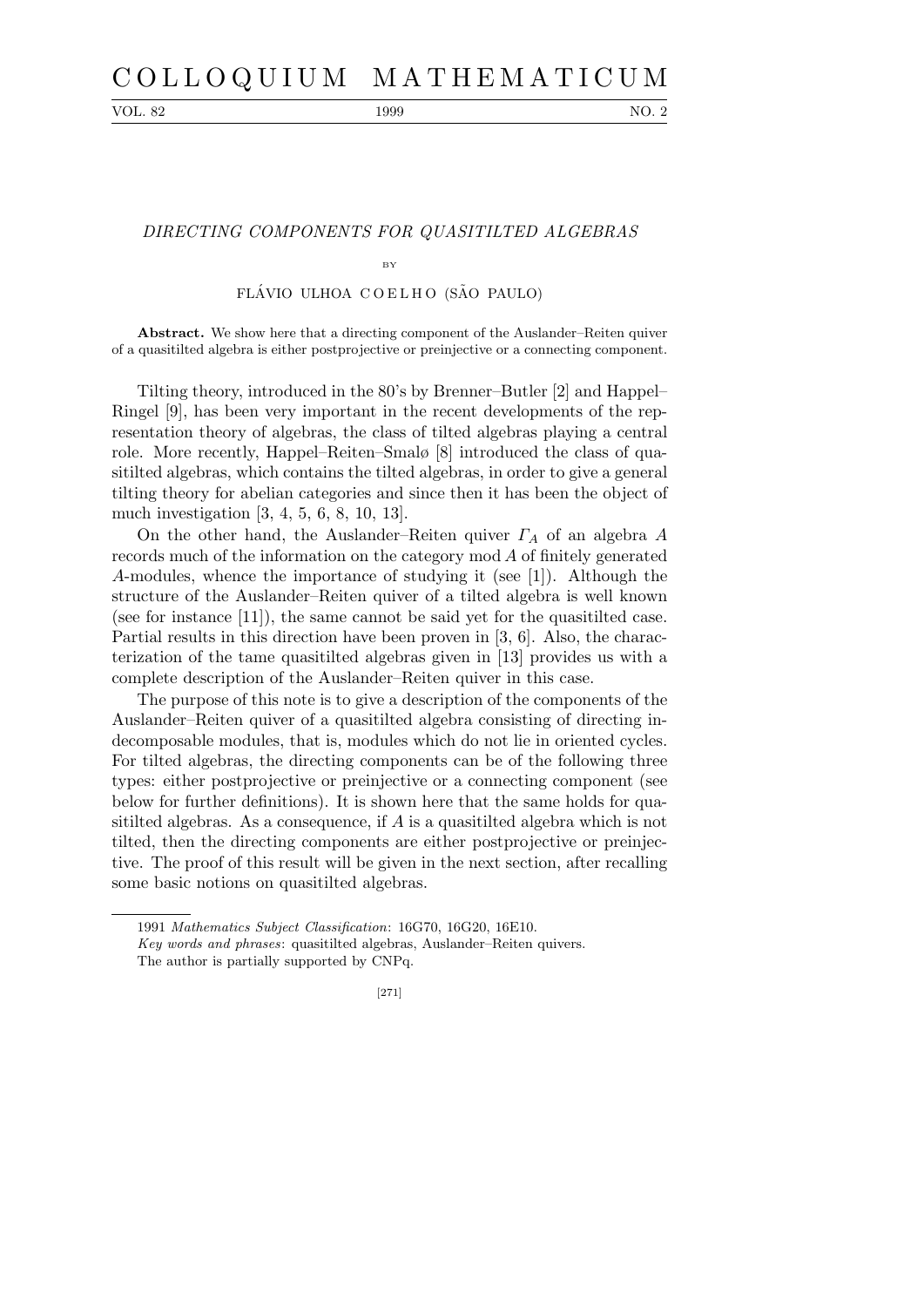# DIRECTING COMPONENTS FOR QUASITILTED ALGEBRAS

BY

FLÁVIO ULHOA COELHO (SÃO PAULO)

**Abstract.** We show here that a directing component of the Auslander–Reiten quiver of a quasitilted algebra is either postprojective or preinjective or a connecting component.

Tilting theory, introduced in the 80's by Brenner–Butler [2] and Happel–Ringel [9], has been very important in the recent developments of the representation theory of algebras, the class of tilted algebras playing a central role. More recently, Happel–Reiten–Smalø [8] introduced the class of quasitilted algebras, which contains the tilted algebras, in order to give a general tilting theory for abelian categories and since then it has been the object of much investigation [3, 4, 5, 6, 8, 10, 13].

On the other hand, the Auslander–Reiten quiver $\Gamma_A$ of an algebra $A$ records much of the information on the category mod $A$ of finitely generated $A$-modules, whence the importance of studying it (see [1]). Although the structure of the Auslander–Reiten quiver of a tilted algebra is well known (see for instance [11]), the same cannot be said yet for the quasitilted case. Partial results in this direction have been proven in [3, 6]. Also, the characterization of the tame quasitilted algebras given in [13] provides us with a complete description of the Auslander–Reiten quiver in this case.

The purpose of this note is to give a description of the components of the Auslander–Reiten quiver of a quasitilted algebra consisting of directing indecomposable modules, that is, modules which do not lie in oriented cycles. For tilted algebras, the directing components can be of the following three types: either postprojective or preinjective or a connecting component (see below for further definitions). It is shown here that the same holds for quasitilted algebras. As a consequence, if $A$ is a quasitilted algebra which is not tilted, then the directing components are either postprojective or preinjective. The proof of this result will be given in the next section, after recalling some basic notions on quasitilted algebras.

---

1991 *Mathematics Subject Classification*: 16G70, 16G20, 16E10.

*Key words and phrases*: quasitilted algebras, Auslander–Reiten quivers.

The author is partially supported by CNPq.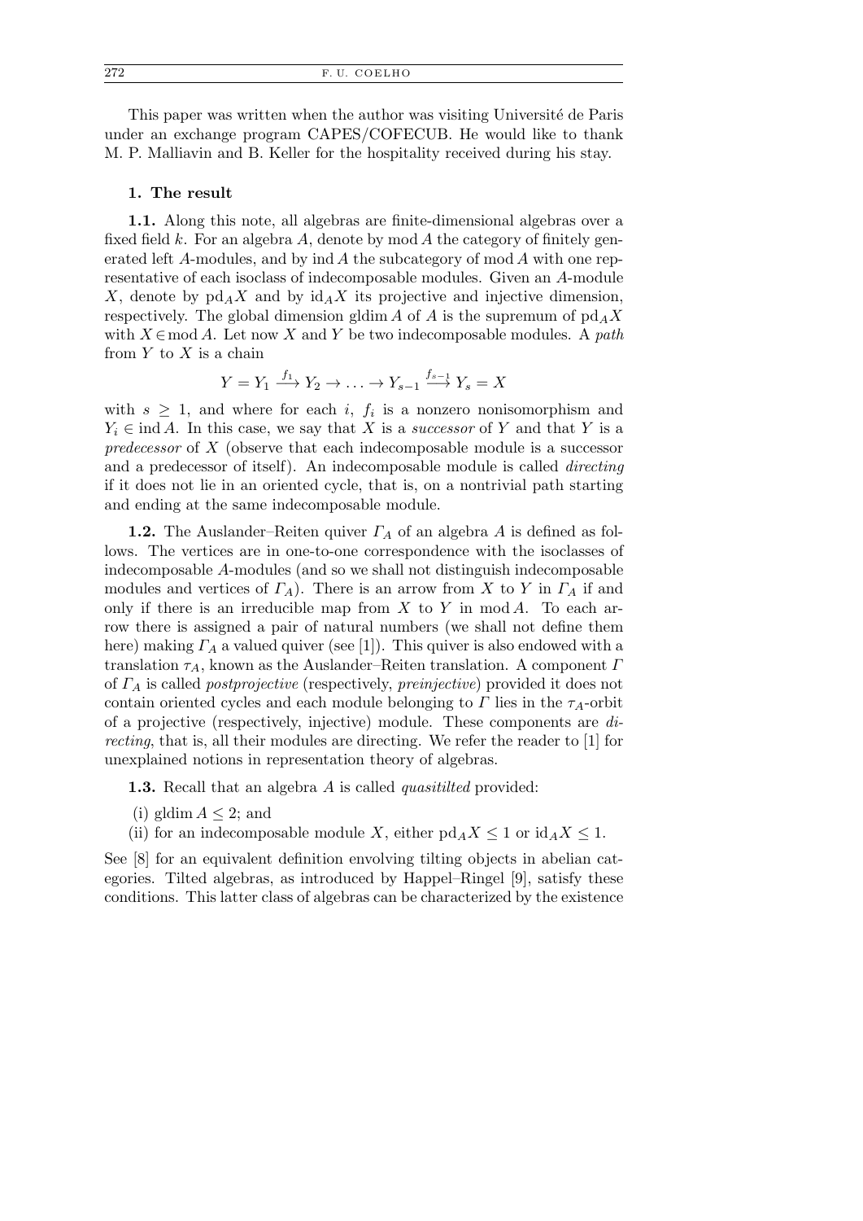This paper was written when the author was visiting Université de Paris under an exchange program CAPES/COFECUB. He would like to thank M. P. Malliavin and B. Keller for the hospitality received during his stay.

## 1. The result

**1.1.** Along this note, all algebras are finite-dimensional algebras over a fixed field $k$. For an algebra $A$, denote by $\operatorname{mod} A$ the category of finitely generated left $A$-modules, and by $\operatorname{ind} A$ the subcategory of $\operatorname{mod} A$ with one representative of each isoclass of indecomposable modules. Given an $A$-module $X$, denote by $\operatorname{pd}_A X$ and by $\operatorname{id}_A X$ its projective and injective dimension, respectively. The global dimension $\operatorname{gldim} A$ of $A$ is the supremum of $\operatorname{pd}_A X$ with $X \in \operatorname{mod} A$. Let now $X$ and $Y$ be two indecomposable modules. A *path* from $Y$ to $X$ is a chain

$$Y = Y_1 \xrightarrow{f_1} Y_2 \to \ldots \to Y_{s-1} \xrightarrow{f_{s-1}} Y_s = X$$

with $s \geq 1$, and where for each $i$, $f_i$ is a nonzero nonisomorphism and $Y_i \in \operatorname{ind} A$. In this case, we say that $X$ is a *successor* of $Y$ and that $Y$ is a *predecessor* of $X$ (observe that each indecomposable module is a successor and a predecessor of itself). An indecomposable module is called *directing* if it does not lie in an oriented cycle, that is, on a nontrivial path starting and ending at the same indecomposable module.

**1.2.** The Auslander–Reiten quiver $\Gamma_A$ of an algebra $A$ is defined as follows. The vertices are in one-to-one correspondence with the isoclasses of indecomposable $A$-modules (and so we shall not distinguish indecomposable modules and vertices of $\Gamma_A$). There is an arrow from $X$ to $Y$ in $\Gamma_A$ if and only if there is an irreducible map from $X$ to $Y$ in $\operatorname{mod} A$. To each arrow there is assigned a pair of natural numbers (we shall not define them here) making $\Gamma_A$ a valued quiver (see [1]). This quiver is also endowed with a translation $\tau_A$, known as the Auslander–Reiten translation. A component $\Gamma$ of $\Gamma_A$ is called *postprojective* (respectively, *preinjective*) provided it does not contain oriented cycles and each module belonging to $\Gamma$ lies in the $\tau_A$-orbit of a projective (respectively, injective) module. These components are *directing*, that is, all their modules are directing. We refer the reader to [1] for unexplained notions in representation theory of algebras.

**1.3.** Recall that an algebra $A$ is called *quasitilted* provided:

(i) $\operatorname{gldim} A \leq 2$; and

(ii) for an indecomposable module $X$, either $\operatorname{pd}_A X \leq 1$ or $\operatorname{id}_A X \leq 1$.

See [8] for an equivalent definition involving tilting objects in abelian categories. Tilted algebras, as introduced by Happel–Ringel [9], satisfy these conditions. This latter class of algebras can be characterized by the existence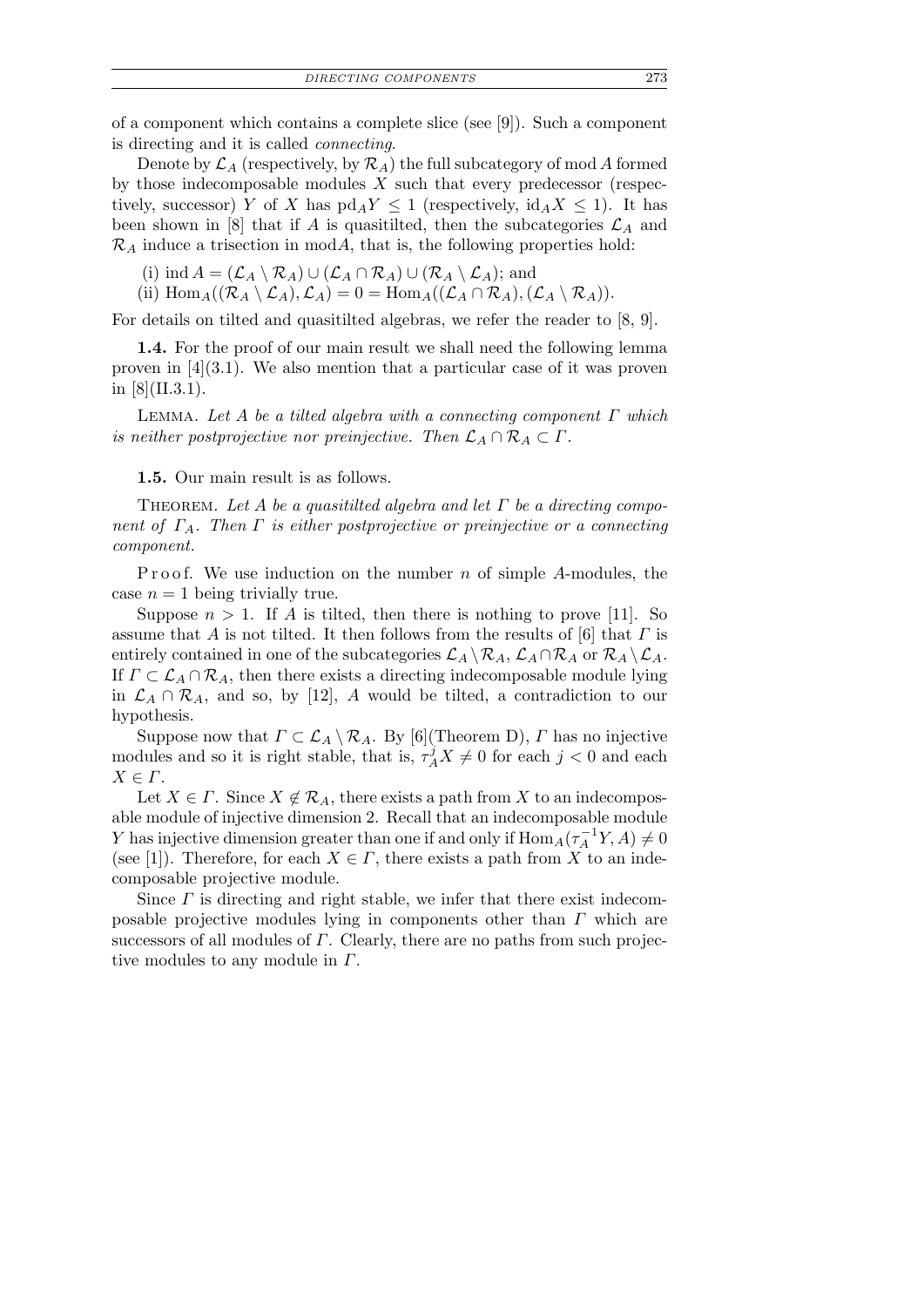of a component which contains a complete slice (see [9]). Such a component is directing and it is called *connecting*.

Denote by $\mathcal{L}_A$ (respectively, by $\mathcal{R}_A$) the full subcategory of mod $A$ formed by those indecomposable modules $X$ such that every predecessor (respectively, successor) $Y$ of $X$ has $\mathrm{pd}_A Y \leq 1$ (respectively, $\mathrm{id}_A X \leq 1$). It has been shown in [8] that if $A$ is quasitilted, then the subcategories $\mathcal{L}_A$ and $\mathcal{R}_A$ induce a trisection in mod$A$, that is, the following properties hold:

(i) $\mathrm{ind}\, A = (\mathcal{L}_A \setminus \mathcal{R}_A) \cup (\mathcal{L}_A \cap \mathcal{R}_A) \cup (\mathcal{R}_A \setminus \mathcal{L}_A)$; and

(ii) $\mathrm{Hom}_A((\mathcal{R}_A \setminus \mathcal{L}_A), \mathcal{L}_A) = 0 = \mathrm{Hom}_A((\mathcal{L}_A \cap \mathcal{R}_A), (\mathcal{L}_A \setminus \mathcal{R}_A))$.

For details on tilted and quasitilted algebras, we refer the reader to [8, 9].

**1.4.** For the proof of our main result we shall need the following lemma proven in [4](3.1). We also mention that a particular case of it was proven in [8](II.3.1).

Lemma. *Let $A$ be a tilted algebra with a connecting component $\Gamma$ which is neither postprojective nor preinjective. Then $\mathcal{L}_A \cap \mathcal{R}_A \subset \Gamma$.*

**1.5.** Our main result is as follows.

Theorem. *Let $A$ be a quasitilted algebra and let $\Gamma$ be a directing component of $\Gamma_A$. Then $\Gamma$ is either postprojective or preinjective or a connecting component.*

Proof. We use induction on the number $n$ of simple $A$-modules, the case $n = 1$ being trivially true.

Suppose $n > 1$. If $A$ is tilted, then there is nothing to prove [11]. So assume that $A$ is not tilted. It then follows from the results of [6] that $\Gamma$ is entirely contained in one of the subcategories $\mathcal{L}_A \setminus \mathcal{R}_A$, $\mathcal{L}_A \cap \mathcal{R}_A$ or $\mathcal{R}_A \setminus \mathcal{L}_A$. If $\Gamma \subset \mathcal{L}_A \cap \mathcal{R}_A$, then there exists a directing indecomposable module lying in $\mathcal{L}_A \cap \mathcal{R}_A$, and so, by [12], $A$ would be tilted, a contradiction to our hypothesis.

Suppose now that $\Gamma \subset \mathcal{L}_A \setminus \mathcal{R}_A$. By [6](Theorem D), $\Gamma$ has no injective modules and so it is right stable, that is, $\tau_A^j X \neq 0$ for each $j < 0$ and each $X \in \Gamma$.

Let $X \in \Gamma$. Since $X \notin \mathcal{R}_A$, there exists a path from $X$ to an indecomposable module of injective dimension 2. Recall that an indecomposable module $Y$ has injective dimension greater than one if and only if $\mathrm{Hom}_A(\tau_A^{-1} Y, A) \neq 0$ (see [1]). Therefore, for each $X \in \Gamma$, there exists a path from $X$ to an indecomposable projective module.

Since $\Gamma$ is directing and right stable, we infer that there exist indecomposable projective modules lying in components other than $\Gamma$ which are successors of all modules of $\Gamma$. Clearly, there are no paths from such projective modules to any module in $\Gamma$.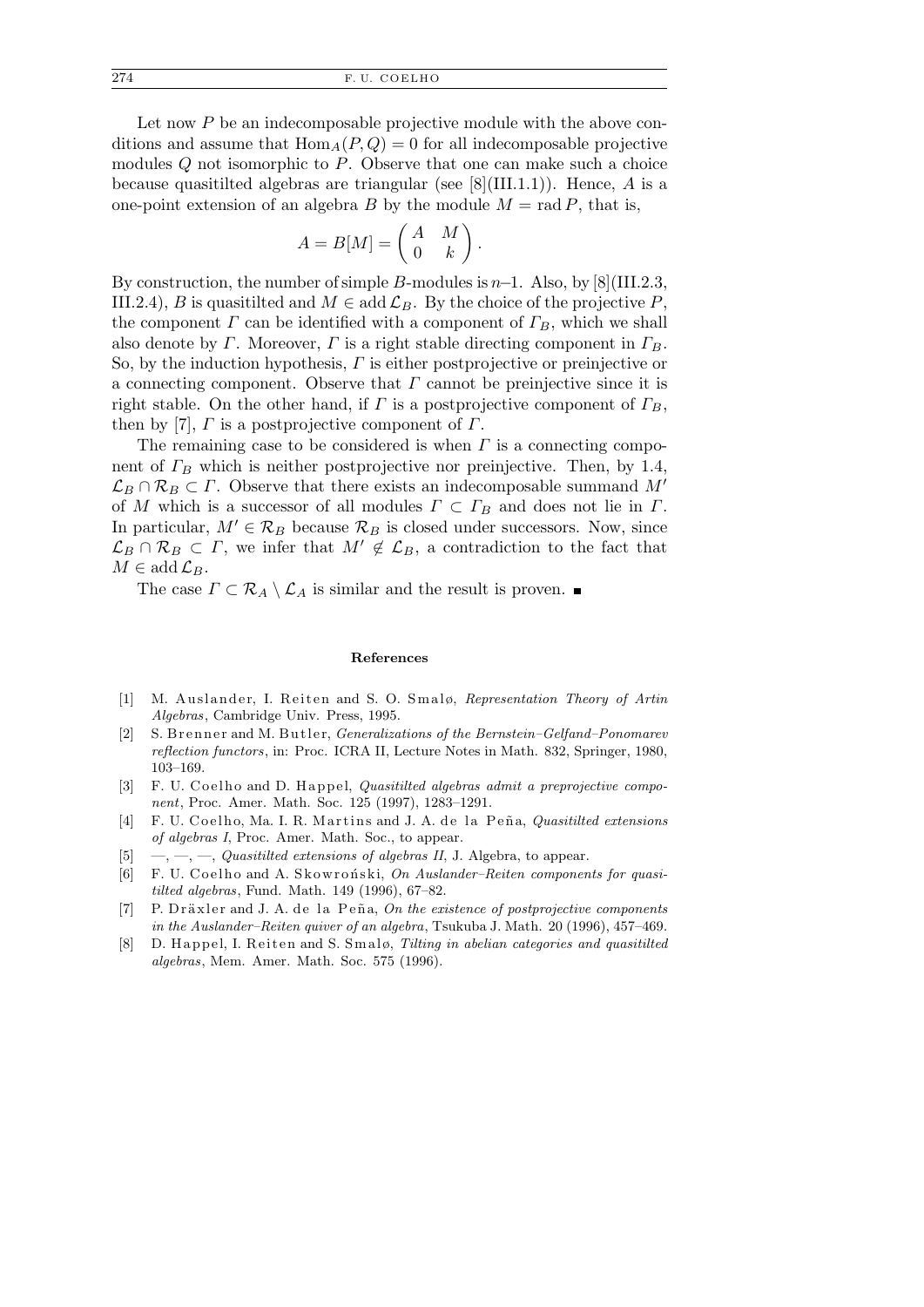Let now $P$ be an indecomposable projective module with the above conditions and assume that $\mathrm{Hom}_A(P, Q) = 0$ for all indecomposable projective modules $Q$ not isomorphic to $P$. Observe that one can make such a choice because quasitilted algebras are triangular (see [8](III.1.1)). Hence, $A$ is a one-point extension of an algebra $B$ by the module $M = \mathrm{rad}\, P$, that is,

$$A = B[M] = \begin{pmatrix} A & M \\ 0 & k \end{pmatrix}.$$

By construction, the number of simple $B$-modules is $n$–1. Also, by [8](III.2.3, III.2.4), $B$ is quasitilted and $M \in \mathrm{add}\, \mathcal{L}_B$. By the choice of the projective $P$, the component $\Gamma$ can be identified with a component of $\Gamma_B$, which we shall also denote by $\Gamma$. Moreover, $\Gamma$ is a right stable directing component in $\Gamma_B$. So, by the induction hypothesis, $\Gamma$ is either postprojective or preinjective or a connecting component. Observe that $\Gamma$ cannot be preinjective since it is right stable. On the other hand, if $\Gamma$ is a postprojective component of $\Gamma_B$, then by [7], $\Gamma$ is a postprojective component of $\Gamma$.

The remaining case to be considered is when $\Gamma$ is a connecting component of $\Gamma_B$ which is neither postprojective nor preinjective. Then, by 1.4, $\mathcal{L}_B \cap \mathcal{R}_B \subset \Gamma$. Observe that there exists an indecomposable summand $M'$ of $M$ which is a successor of all modules $\Gamma \subset \Gamma_B$ and does not lie in $\Gamma$. In particular, $M' \in \mathcal{R}_B$ because $\mathcal{R}_B$ is closed under successors. Now, since $\mathcal{L}_B \cap \mathcal{R}_B \subset \Gamma$, we infer that $M' \notin \mathcal{L}_B$, a contradiction to the fact that $M \in \mathrm{add}\, \mathcal{L}_B$.

The case $\Gamma \subset \mathcal{R}_A \setminus \mathcal{L}_A$ is similar and the result is proven. ∎

### References

[1] M. Auslander, I. Reiten and S. O. Smalø, *Representation Theory of Artin Algebras*, Cambridge Univ. Press, 1995.

[2] S. Brenner and M. Butler, *Generalizations of the Bernstein–Gelfand–Ponomarev reflection functors*, in: Proc. ICRA II, Lecture Notes in Math. 832, Springer, 1980, 103–169.

[3] F. U. Coelho and D. Happel, *Quasitilted algebras admit a preprojective component*, Proc. Amer. Math. Soc. 125 (1997), 1283–1291.

[4] F. U. Coelho, Ma. I. R. Martins and J. A. de la Peña, *Quasitilted extensions of algebras I*, Proc. Amer. Math. Soc., to appear.

[5] —, —, —, *Quasitilted extensions of algebras II*, J. Algebra, to appear.

[6] F. U. Coelho and A. Skowroński, *On Auslander–Reiten components for quasitilted algebras*, Fund. Math. 149 (1996), 67–82.

[7] P. Dräxler and J. A. de la Peña, *On the existence of postprojective components in the Auslander–Reiten quiver of an algebra*, Tsukuba J. Math. 20 (1996), 457–469.

[8] D. Happel, I. Reiten and S. Smalø, *Tilting in abelian categories and quasitilted algebras*, Mem. Amer. Math. Soc. 575 (1996).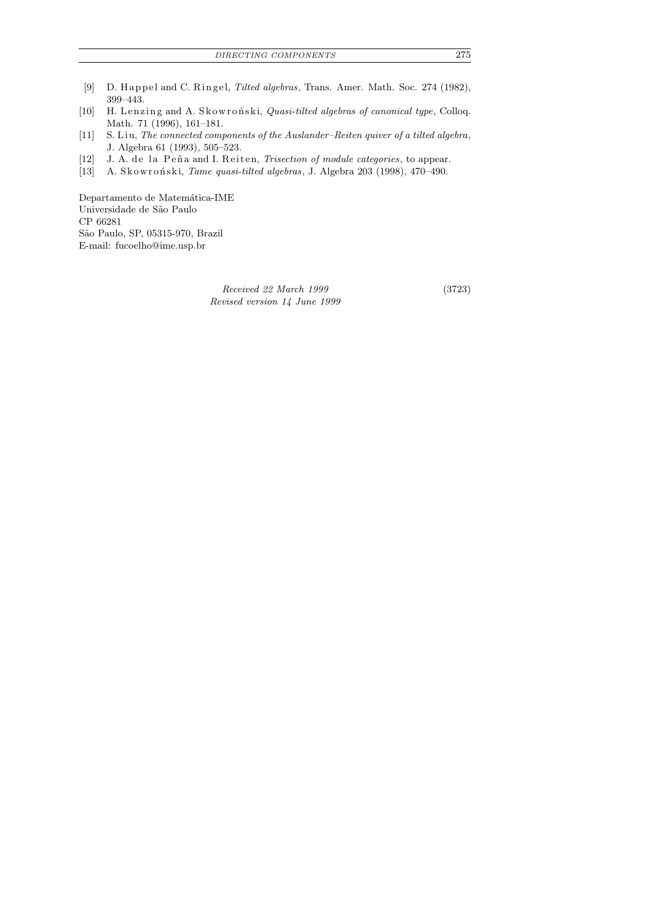- [9] D. Happel and C. Ringel, *Tilted algebras*, Trans. Amer. Math. Soc. 274 (1982), 399–443.
- [10] H. Lenzing and A. Skowroński, *Quasi-tilted algebras of canonical type*, Colloq. Math. 71 (1996), 161–181.
- [11] S. Liu, *The connected components of the Auslander–Reiten quiver of a tilted algebra*, J. Algebra 61 (1993), 505–523.
- [12] J. A. de la Peña and I. Reiten, *Trisection of module categories*, to appear.
- [13] A. Skowroński, *Tame quasi-tilted algebras*, J. Algebra 203 (1998), 470–490.

Departamento de Matemática-IME
Universidade de São Paulo
CP 66281
São Paulo, SP, 05315-970, Brazil
E-mail: fucoelho@ime.usp.br

*Received 22 March 1999*
*Revised version 14 June 1999*

(3723)